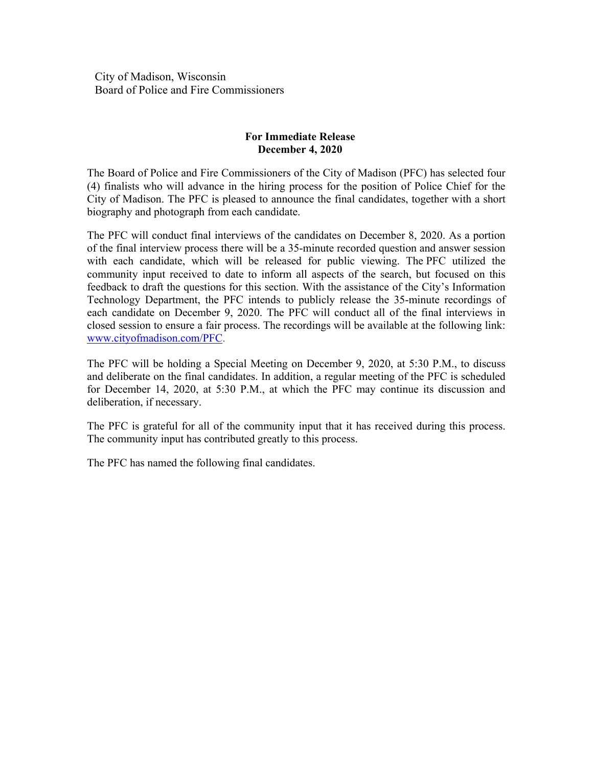City of Madison, Wisconsin
Board of Police and Fire Commissioners

**For Immediate Release**
**December 4, 2020**

The Board of Police and Fire Commissioners of the City of Madison (PFC) has selected four (4) finalists who will advance in the hiring process for the position of Police Chief for the City of Madison. The PFC is pleased to announce the final candidates, together with a short biography and photograph from each candidate.

The PFC will conduct final interviews of the candidates on December 8, 2020. As a portion of the final interview process there will be a 35-minute recorded question and answer session with each candidate, which will be released for public viewing. The PFC utilized the community input received to date to inform all aspects of the search, but focused on this feedback to draft the questions for this section. With the assistance of the City's Information Technology Department, the PFC intends to publicly release the 35-minute recordings of each candidate on December 9, 2020. The PFC will conduct all of the final interviews in closed session to ensure a fair process. The recordings will be available at the following link: [www.cityofmadison.com/PFC](www.cityofmadison.com/PFC).

The PFC will be holding a Special Meeting on December 9, 2020, at 5:30 P.M., to discuss and deliberate on the final candidates. In addition, a regular meeting of the PFC is scheduled for December 14, 2020, at 5:30 P.M., at which the PFC may continue its discussion and deliberation, if necessary.

The PFC is grateful for all of the community input that it has received during this process. The community input has contributed greatly to this process.

The PFC has named the following final candidates.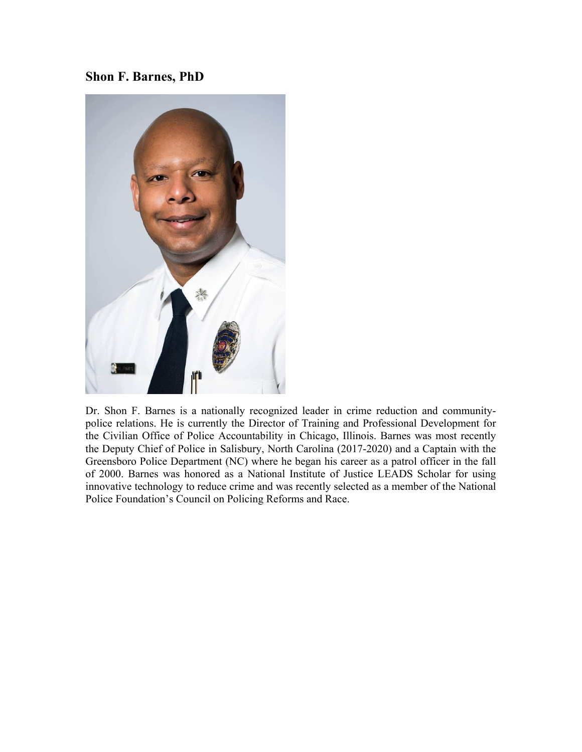## Shon F. Barnes, PhD

Dr. Shon F. Barnes is a nationally recognized leader in crime reduction and community-police relations. He is currently the Director of Training and Professional Development for the Civilian Office of Police Accountability in Chicago, Illinois. Barnes was most recently the Deputy Chief of Police in Salisbury, North Carolina (2017-2020) and a Captain with the Greensboro Police Department (NC) where he began his career as a patrol officer in the fall of 2000. Barnes was honored as a National Institute of Justice LEADS Scholar for using innovative technology to reduce crime and was recently selected as a member of the National Police Foundation's Council on Policing Reforms and Race.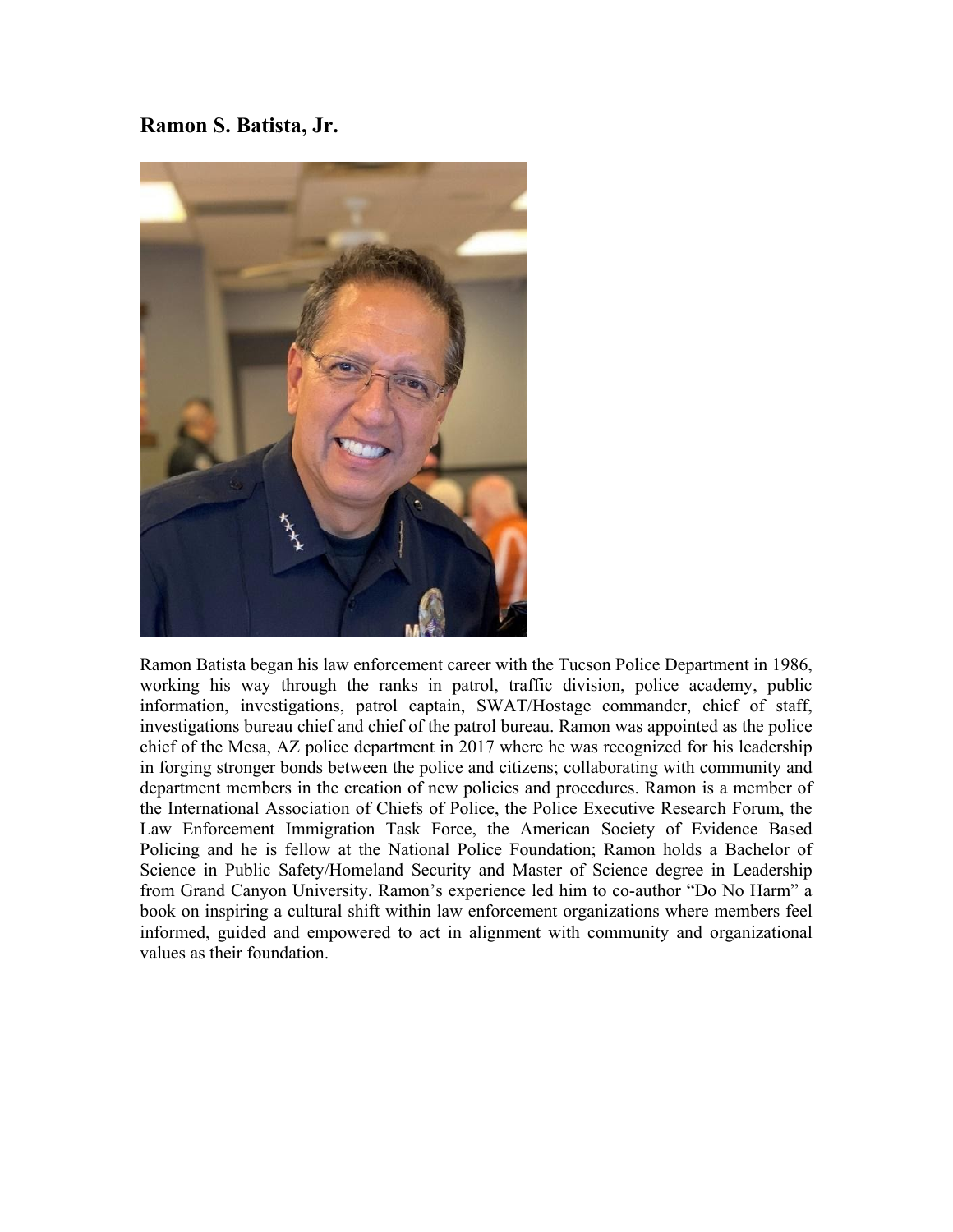## Ramon S. Batista, Jr.

Ramon Batista began his law enforcement career with the Tucson Police Department in 1986, working his way through the ranks in patrol, traffic division, police academy, public information, investigations, patrol captain, SWAT/Hostage commander, chief of staff, investigations bureau chief and chief of the patrol bureau. Ramon was appointed as the police chief of the Mesa, AZ police department in 2017 where he was recognized for his leadership in forging stronger bonds between the police and citizens; collaborating with community and department members in the creation of new policies and procedures. Ramon is a member of the International Association of Chiefs of Police, the Police Executive Research Forum, the Law Enforcement Immigration Task Force, the American Society of Evidence Based Policing and he is fellow at the National Police Foundation; Ramon holds a Bachelor of Science in Public Safety/Homeland Security and Master of Science degree in Leadership from Grand Canyon University. Ramon's experience led him to co-author "Do No Harm" a book on inspiring a cultural shift within law enforcement organizations where members feel informed, guided and empowered to act in alignment with community and organizational values as their foundation.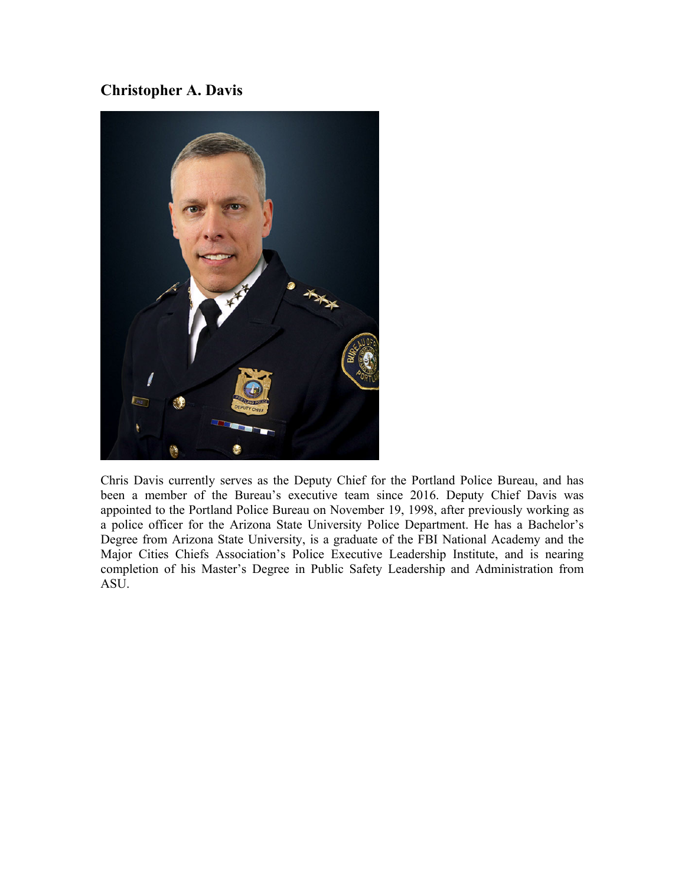## Christopher A. Davis

Chris Davis currently serves as the Deputy Chief for the Portland Police Bureau, and has been a member of the Bureau's executive team since 2016. Deputy Chief Davis was appointed to the Portland Police Bureau on November 19, 1998, after previously working as a police officer for the Arizona State University Police Department. He has a Bachelor's Degree from Arizona State University, is a graduate of the FBI National Academy and the Major Cities Chiefs Association's Police Executive Leadership Institute, and is nearing completion of his Master's Degree in Public Safety Leadership and Administration from ASU.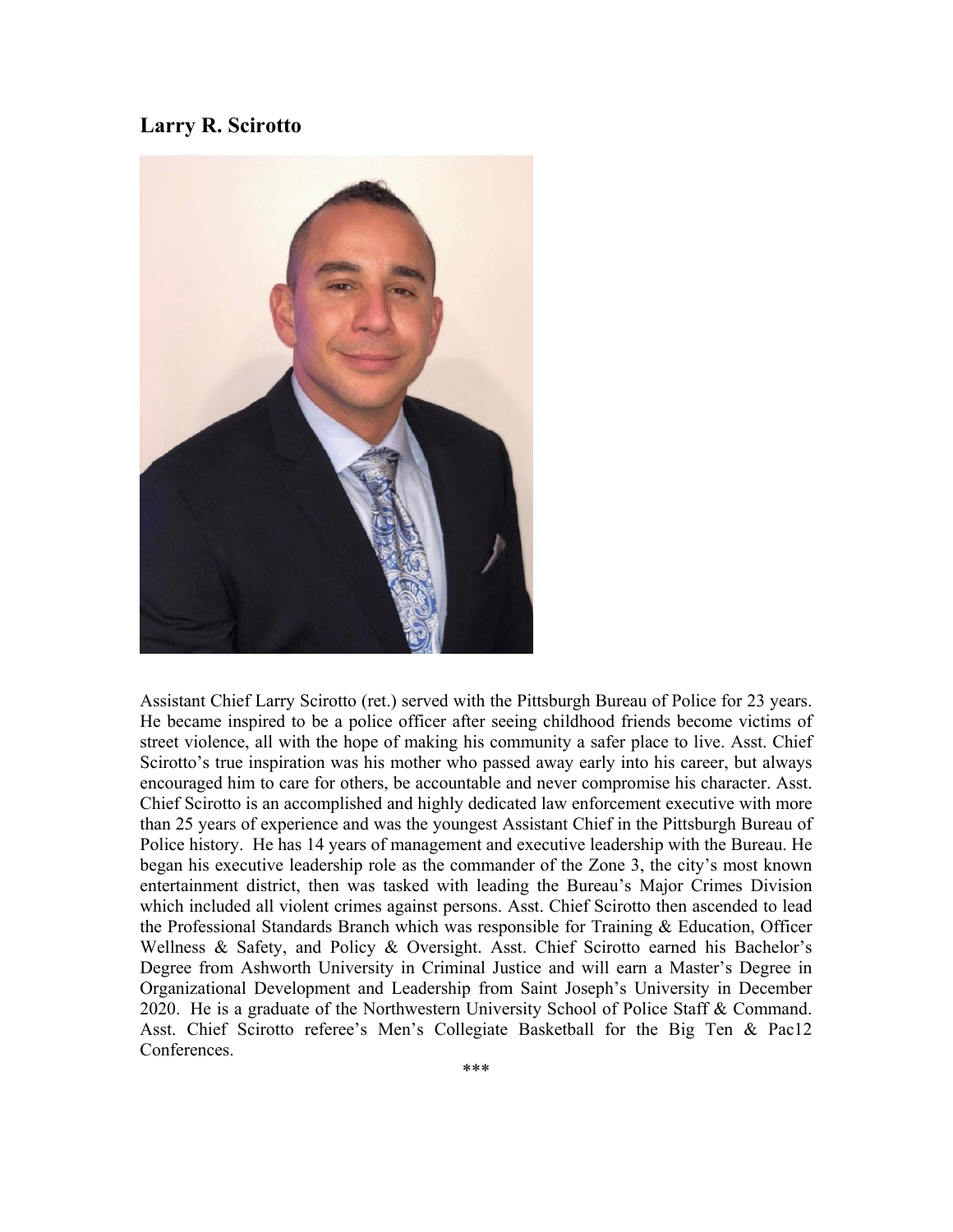## Larry R. Scirotto

Assistant Chief Larry Scirotto (ret.) served with the Pittsburgh Bureau of Police for 23 years. He became inspired to be a police officer after seeing childhood friends become victims of street violence, all with the hope of making his community a safer place to live. Asst. Chief Scirotto's true inspiration was his mother who passed away early into his career, but always encouraged him to care for others, be accountable and never compromise his character. Asst. Chief Scirotto is an accomplished and highly dedicated law enforcement executive with more than 25 years of experience and was the youngest Assistant Chief in the Pittsburgh Bureau of Police history. He has 14 years of management and executive leadership with the Bureau. He began his executive leadership role as the commander of the Zone 3, the city's most known entertainment district, then was tasked with leading the Bureau's Major Crimes Division which included all violent crimes against persons. Asst. Chief Scirotto then ascended to lead the Professional Standards Branch which was responsible for Training & Education, Officer Wellness & Safety, and Policy & Oversight. Asst. Chief Scirotto earned his Bachelor's Degree from Ashworth University in Criminal Justice and will earn a Master's Degree in Organizational Development and Leadership from Saint Joseph's University in December 2020. He is a graduate of the Northwestern University School of Police Staff & Command. Asst. Chief Scirotto referee's Men's Collegiate Basketball for the Big Ten & Pac12 Conferences.

***